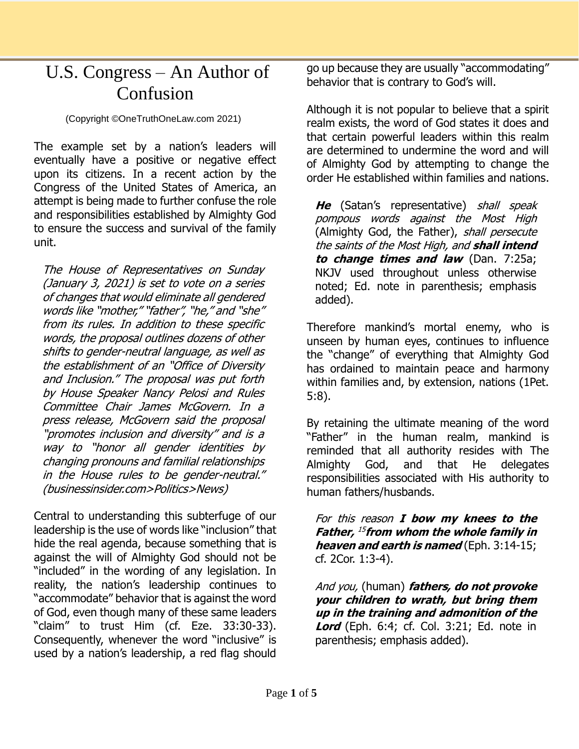# U.S. Congress – An Author of Confusion

(Copyright ©OneTruthOneLaw.com 2021)

The example set by a nation's leaders will eventually have a positive or negative effect upon its citizens. In a recent action by the Congress of the United States of America, an attempt is being made to further confuse the role and responsibilities established by Almighty God to ensure the success and survival of the family unit.

> *The House of Representatives on Sunday (January 3, 2021) is set to vote on a series of changes that would eliminate all gendered words like "mother," "father", "he," and "she" from its rules. In addition to these specific words, the proposal outlines dozens of other shifts to gender-neutral language, as well as the establishment of an "Office of Diversity and Inclusion." The proposal was put forth by House Speaker Nancy Pelosi and Rules Committee Chair James McGovern. In a press release, McGovern said the proposal "promotes inclusion and diversity" and is a way to "honor all gender identities by changing pronouns and familial relationships in the House rules to be gender-neutral." (businessinsider.com>Politics>News)*

Central to understanding this subterfuge of our leadership is the use of words like "inclusion" that hide the real agenda, because something that is against the will of Almighty God should not be "included" in the wording of any legislation. In reality, the nation's leadership continues to "accommodate" behavior that is against the word of God, even though many of these same leaders "claim" to trust Him (cf. Eze. 33:30-33). Consequently, whenever the word "inclusive" is used by a nation's leadership, a red flag should go up because they are usually "accommodating" behavior that is contrary to God's will.

Although it is not popular to believe that a spirit realm exists, the word of God states it does and that certain powerful leaders within this realm are determined to undermine the word and will of Almighty God by attempting to change the order He established within families and nations.

> ***He*** (Satan's representative) *shall speak pompous words against the Most High* (Almighty God, the Father), *shall persecute the saints of the Most High, and* ***shall intend to change times and law*** (Dan. 7:25a; NKJV used throughout unless otherwise noted; Ed. note in parenthesis; emphasis added).

Therefore mankind's mortal enemy, who is unseen by human eyes, continues to influence the "change" of everything that Almighty God has ordained to maintain peace and harmony within families and, by extension, nations (1Pet. 5:8).

By retaining the ultimate meaning of the word "Father" in the human realm, mankind is reminded that all authority resides with The Almighty God, and that He delegates responsibilities associated with His authority to human fathers/husbands.

> *For this reason* ***I bow my knees to the Father,*** [15]***from whom the whole family in heaven and earth is named*** (Eph. 3:14-15; cf. 2Cor. 1:3-4).

> *And you,* (human) ***fathers, do not provoke your children to wrath, but bring them up in the training and admonition of the Lord*** (Eph. 6:4; cf. Col. 3:21; Ed. note in parenthesis; emphasis added).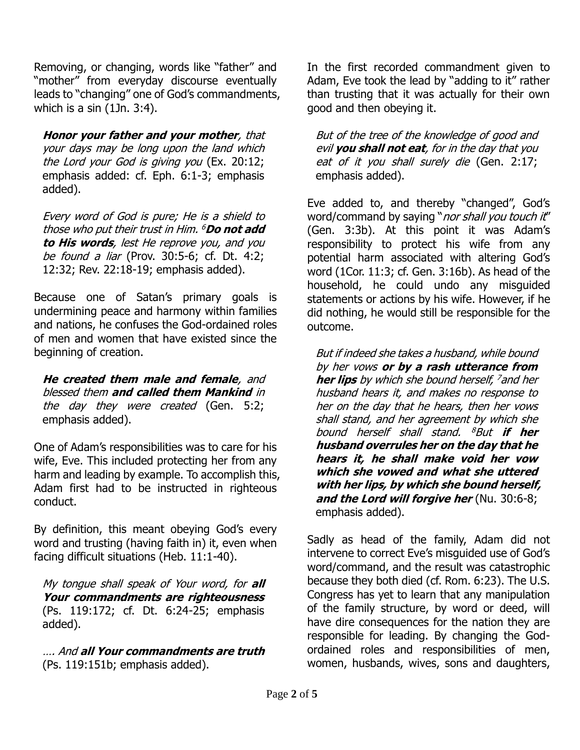Removing, or changing, words like "father" and "mother" from everyday discourse eventually leads to "changing" one of God's commandments, which is a sin (1Jn. 3:4).

> ***Honor your father and your mother****, that your days may be long upon the land which the Lord your God is giving you* (Ex. 20:12; emphasis added: cf. Eph. 6:1-3; emphasis added).

> *Every word of God is pure; He is a shield to those who put their trust in Him.* [6]***Do not add to His words****, lest He reprove you, and you be found a liar* (Prov. 30:5-6; cf. Dt. 4:2; 12:32; Rev. 22:18-19; emphasis added).

Because one of Satan's primary goals is undermining peace and harmony within families and nations, he confuses the God-ordained roles of men and women that have existed since the beginning of creation.

> ***He created them male and female****, and blessed them* ***and called them Mankind*** *in the day they were created* (Gen. 5:2; emphasis added).

One of Adam's responsibilities was to care for his wife, Eve. This included protecting her from any harm and leading by example. To accomplish this, Adam first had to be instructed in righteous conduct.

By definition, this meant obeying God's every word and trusting (having faith in) it, even when facing difficult situations (Heb. 11:1-40).

> *My tongue shall speak of Your word, for* ***all Your commandments are righteousness*** (Ps. 119:172; cf. Dt. 6:24-25; emphasis added).

> *.... And* ***all Your commandments are truth*** (Ps. 119:151b; emphasis added).

In the first recorded commandment given to Adam, Eve took the lead by "adding to it" rather than trusting that it was actually for their own good and then obeying it.

> *But of the tree of the knowledge of good and evil* ***you shall not eat****, for in the day that you eat of it you shall surely die* (Gen. 2:17; emphasis added).

Eve added to, and thereby "changed", God's word/command by saying "*nor shall you touch it*" (Gen. 3:3b). At this point it was Adam's responsibility to protect his wife from any potential harm associated with altering God's word (1Cor. 11:3; cf. Gen. 3:16b). As head of the household, he could undo any misguided statements or actions by his wife. However, if he did nothing, he would still be responsible for the outcome.

> *But if indeed she takes a husband, while bound by her vows* ***or by a rash utterance from her lips*** *by which she bound herself,* [7]*and her husband hears it, and makes no response to her on the day that he hears, then her vows shall stand, and her agreement by which she bound herself shall stand.* [8]*But* ***if her husband overrules her on the day that he hears it, he shall make void her vow which she vowed and what she uttered with her lips, by which she bound herself, and the Lord will forgive her*** (Nu. 30:6-8; emphasis added).

Sadly as head of the family, Adam did not intervene to correct Eve's misguided use of God's word/command, and the result was catastrophic because they both died (cf. Rom. 6:23). The U.S. Congress has yet to learn that any manipulation of the family structure, by word or deed, will have dire consequences for the nation they are responsible for leading. By changing the God-ordained roles and responsibilities of men, women, husbands, wives, sons and daughters,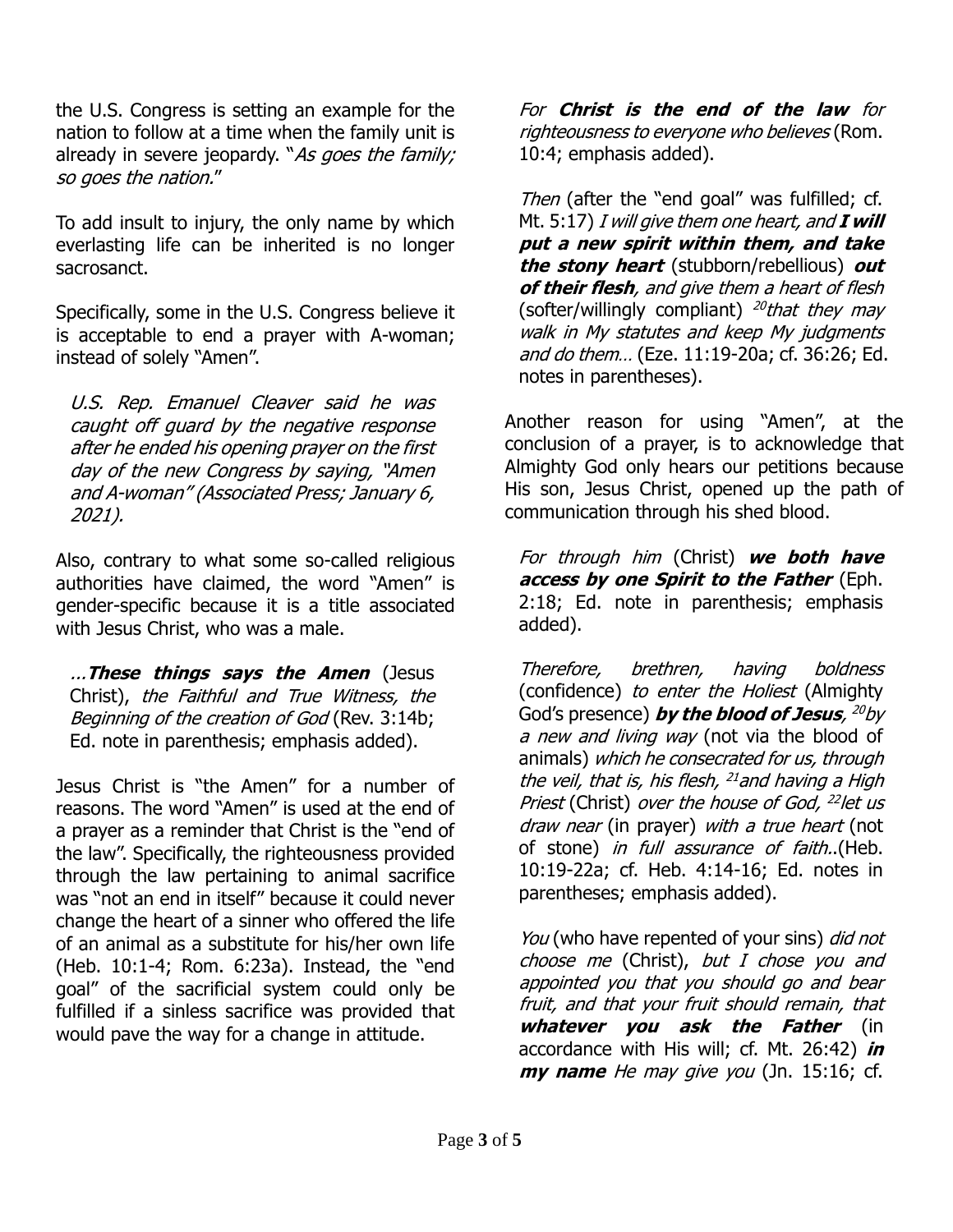the U.S. Congress is setting an example for the nation to follow at a time when the family unit is already in severe jeopardy. "*As goes the family; so goes the nation.*"

To add insult to injury, the only name by which everlasting life can be inherited is no longer sacrosanct.

Specifically, some in the U.S. Congress believe it is acceptable to end a prayer with A-woman; instead of solely "Amen".

> *U.S. Rep. Emanuel Cleaver said he was caught off guard by the negative response after he ended his opening prayer on the first day of the new Congress by saying, "Amen and A-woman" (Associated Press; January 6, 2021).*

Also, contrary to what some so-called religious authorities have claimed, the word "Amen" is gender-specific because it is a title associated with Jesus Christ, who was a male.

> *…**These things says the Amen*** (Jesus Christ), *the Faithful and True Witness, the Beginning of the creation of God* (Rev. 3:14b; Ed. note in parenthesis; emphasis added).

Jesus Christ is "the Amen" for a number of reasons. The word "Amen" is used at the end of a prayer as a reminder that Christ is the "end of the law". Specifically, the righteousness provided through the law pertaining to animal sacrifice was "not an end in itself" because it could never change the heart of a sinner who offered the life of an animal as a substitute for his/her own life (Heb. 10:1-4; Rom. 6:23a). Instead, the "end goal" of the sacrificial system could only be fulfilled if a sinless sacrifice was provided that would pave the way for a change in attitude.

> *For **Christ is the end of the law** for righteousness to everyone who believes* (Rom. 10:4; emphasis added).

> *Then* (after the "end goal" was fulfilled; cf. Mt. 5:17) *I will give them one heart, and **I will put a new spirit within them, and take the stony heart*** (stubborn/rebellious) ***out of their flesh**, and give them a heart of flesh* (softer/willingly compliant) [20]*that they may walk in My statutes and keep My judgments and do them…* (Eze. 11:19-20a; cf. 36:26; Ed. notes in parentheses).

Another reason for using "Amen", at the conclusion of a prayer, is to acknowledge that Almighty God only hears our petitions because His son, Jesus Christ, opened up the path of communication through his shed blood.

> *For through him* (Christ) ***we both have access by one Spirit to the Father*** (Eph. 2:18; Ed. note in parenthesis; emphasis added).

> *Therefore, brethren, having boldness* (confidence) *to enter the Holiest* (Almighty God's presence) ***by the blood of Jesus**,* [20]*by a new and living way* (not via the blood of animals) *which he consecrated for us, through the veil, that is, his flesh,* [21]*and having a High Priest* (Christ) *over the house of God,* [22]*let us draw near* (in prayer) *with a true heart* (not of stone) *in full assurance of faith*..(Heb. 10:19-22a; cf. Heb. 4:14-16; Ed. notes in parentheses; emphasis added).

> *You* (who have repented of your sins) *did not choose me* (Christ), *but I chose you and appointed you that you should go and bear fruit, and that your fruit should remain, that **whatever you ask the Father*** (in accordance with His will; cf. Mt. 26:42) ***in my name** He may give you* (Jn. 15:16; cf.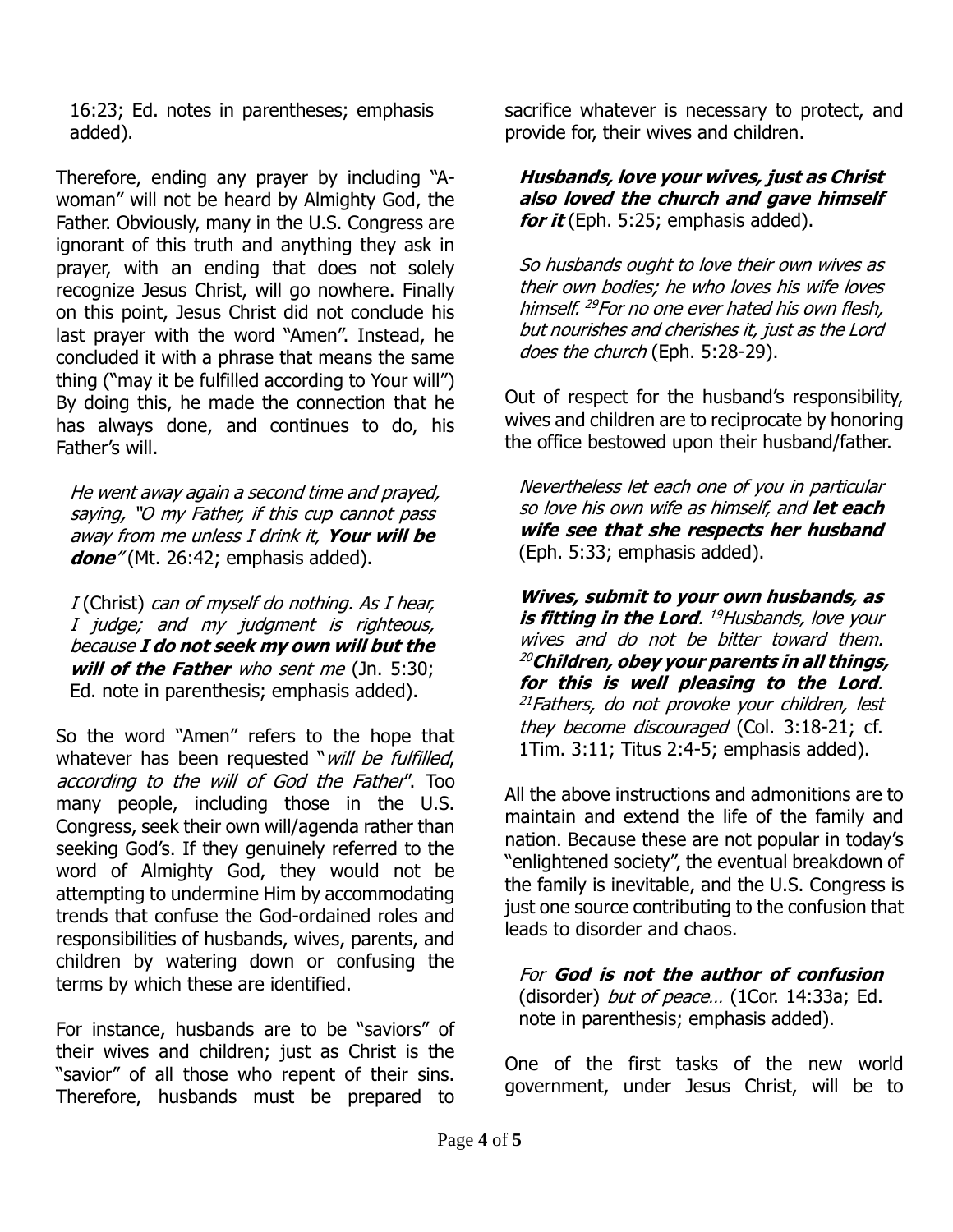16:23; Ed. notes in parentheses; emphasis added).

Therefore, ending any prayer by including "A-woman" will not be heard by Almighty God, the Father. Obviously, many in the U.S. Congress are ignorant of this truth and anything they ask in prayer, with an ending that does not solely recognize Jesus Christ, will go nowhere. Finally on this point, Jesus Christ did not conclude his last prayer with the word "Amen". Instead, he concluded it with a phrase that means the same thing ("may it be fulfilled according to Your will") By doing this, he made the connection that he has always done, and continues to do, his Father's will.

> *He went away again a second time and prayed, saying, "O my Father, if this cup cannot pass away from me unless I drink it,* ***Your will be done****"* (Mt. 26:42; emphasis added).

> *I* (Christ) *can of myself do nothing. As I hear, I judge; and my judgment is righteous, because* ***I do not seek my own will but the will of the Father*** *who sent me* (Jn. 5:30; Ed. note in parenthesis; emphasis added).

So the word "Amen" refers to the hope that whatever has been requested "*will be fulfilled, according to the will of God the Father*". Too many people, including those in the U.S. Congress, seek their own will/agenda rather than seeking God's. If they genuinely referred to the word of Almighty God, they would not be attempting to undermine Him by accommodating trends that confuse the God-ordained roles and responsibilities of husbands, wives, parents, and children by watering down or confusing the terms by which these are identified.

For instance, husbands are to be "saviors" of their wives and children; just as Christ is the "savior" of all those who repent of their sins. Therefore, husbands must be prepared to sacrifice whatever is necessary to protect, and provide for, their wives and children.

> ***Husbands, love your wives, just as Christ also loved the church and gave himself for it*** (Eph. 5:25; emphasis added).

> *So husbands ought to love their own wives as their own bodies; he who loves his wife loves himself. [29]For no one ever hated his own flesh, but nourishes and cherishes it, just as the Lord does the church* (Eph. 5:28-29).

Out of respect for the husband's responsibility, wives and children are to reciprocate by honoring the office bestowed upon their husband/father.

> *Nevertheless let each one of you in particular so love his own wife as himself, and* ***let each wife see that she respects her husband*** (Eph. 5:33; emphasis added).

> ***Wives, submit to your own husbands, as is fitting in the Lord****. [19]Husbands, love your wives and do not be bitter toward them. [20]****Children, obey your parents in all things, for this is well pleasing to the Lord****. [21]Fathers, do not provoke your children, lest they become discouraged* (Col. 3:18-21; cf. 1Tim. 3:11; Titus 2:4-5; emphasis added).

All the above instructions and admonitions are to maintain and extend the life of the family and nation. Because these are not popular in today's "enlightened society", the eventual breakdown of the family is inevitable, and the U.S. Congress is just one source contributing to the confusion that leads to disorder and chaos.

> *For* ***God is not the author of confusion*** (disorder) *but of peace…* (1Cor. 14:33a; Ed. note in parenthesis; emphasis added).

One of the first tasks of the new world government, under Jesus Christ, will be to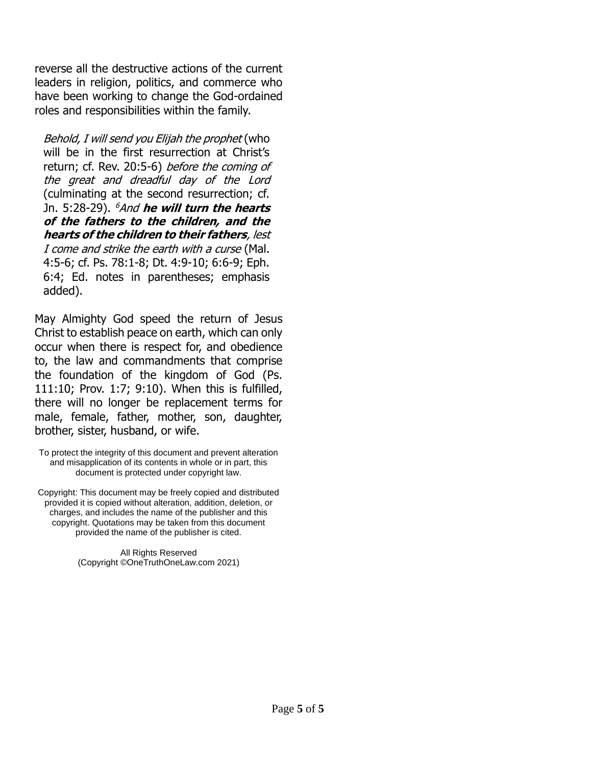reverse all the destructive actions of the current leaders in religion, politics, and commerce who have been working to change the God-ordained roles and responsibilities within the family.

> *Behold, I will send you Elijah the prophet* (who will be in the first resurrection at Christ's return; cf. Rev. 20:5-6) *before the coming of the great and dreadful day of the Lord* (culminating at the second resurrection; cf. Jn. 5:28-29). [6]*And* ***he will turn the hearts of the fathers to the children, and the hearts of the children to their fathers****, lest I come and strike the earth with a curse* (Mal. 4:5-6; cf. Ps. 78:1-8; Dt. 4:9-10; 6:6-9; Eph. 6:4; Ed. notes in parentheses; emphasis added).

May Almighty God speed the return of Jesus Christ to establish peace on earth, which can only occur when there is respect for, and obedience to, the law and commandments that comprise the foundation of the kingdom of God (Ps. 111:10; Prov. 1:7; 9:10). When this is fulfilled, there will no longer be replacement terms for male, female, father, mother, son, daughter, brother, sister, husband, or wife.

To protect the integrity of this document and prevent alteration and misapplication of its contents in whole or in part, this document is protected under copyright law.

Copyright: This document may be freely copied and distributed provided it is copied without alteration, addition, deletion, or charges, and includes the name of the publisher and this copyright. Quotations may be taken from this document provided the name of the publisher is cited.

All Rights Reserved
(Copyright ©OneTruthOneLaw.com 2021)